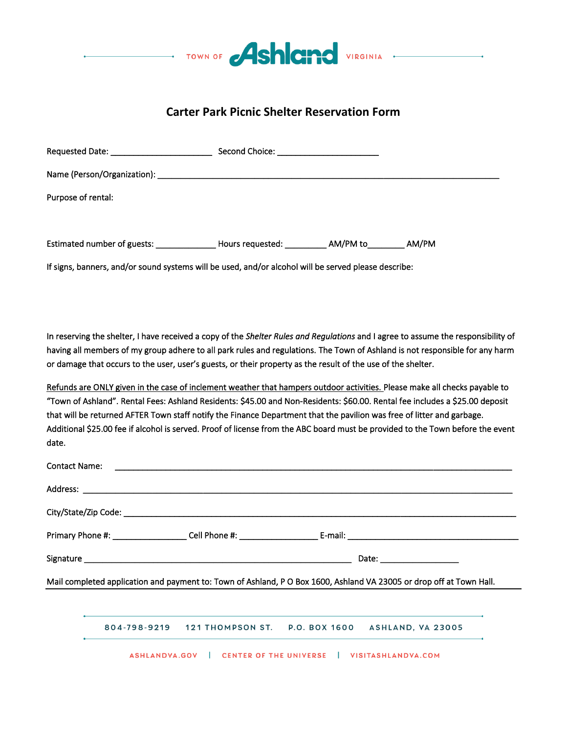TOWN OF **Ashland** VIRGINIA

# Carter Park Picnic Shelter Reservation Form

Requested Date: ______________________ Second Choice: ______________________

Name (Person/Organization): ___________________________________________________________________________

Purpose of rental:

Estimated number of guests: _____________ Hours requested: _________ AM/PM to________ AM/PM

If signs, banners, and/or sound systems will be used, and/or alcohol will be served please describe:

In reserving the shelter, I have received a copy of the *Shelter Rules and Regulations* and I agree to assume the responsibility of having all members of my group adhere to all park rules and regulations. The Town of Ashland is not responsible for any harm or damage that occurs to the user, user's guests, or their property as the result of the use of the shelter.

<u>Refunds are ONLY given in the case of inclement weather that hampers outdoor activities.</u> Please make all checks payable to "Town of Ashland". Rental Fees: Ashland Residents: $45.00 and Non-Residents: $60.00. Rental fee includes a $25.00 deposit that will be returned AFTER Town staff notify the Finance Department that the pavilion was free of litter and garbage. Additional $25.00 fee if alcohol is served. Proof of license from the ABC board must be provided to the Town before the event date.

Contact Name: ____________________________________________________________________________________

Address: _________________________________________________________________________________________

City/State/Zip Code: ______________________________________________________________________________

Primary Phone #: ________________ Cell Phone #: _________________ E-mail: ______________________________________

Signature __________________________________________________________ Date: _________________

Mail completed application and payment to: Town of Ashland, P O Box 1600, Ashland VA 23005 or drop off at Town Hall.

804-798-9219 121 THOMPSON ST. P.O. BOX 1600 ASHLAND, VA 23005

ASHLANDVA.GOV | CENTER OF THE UNIVERSE | VISITASHLANDVA.COM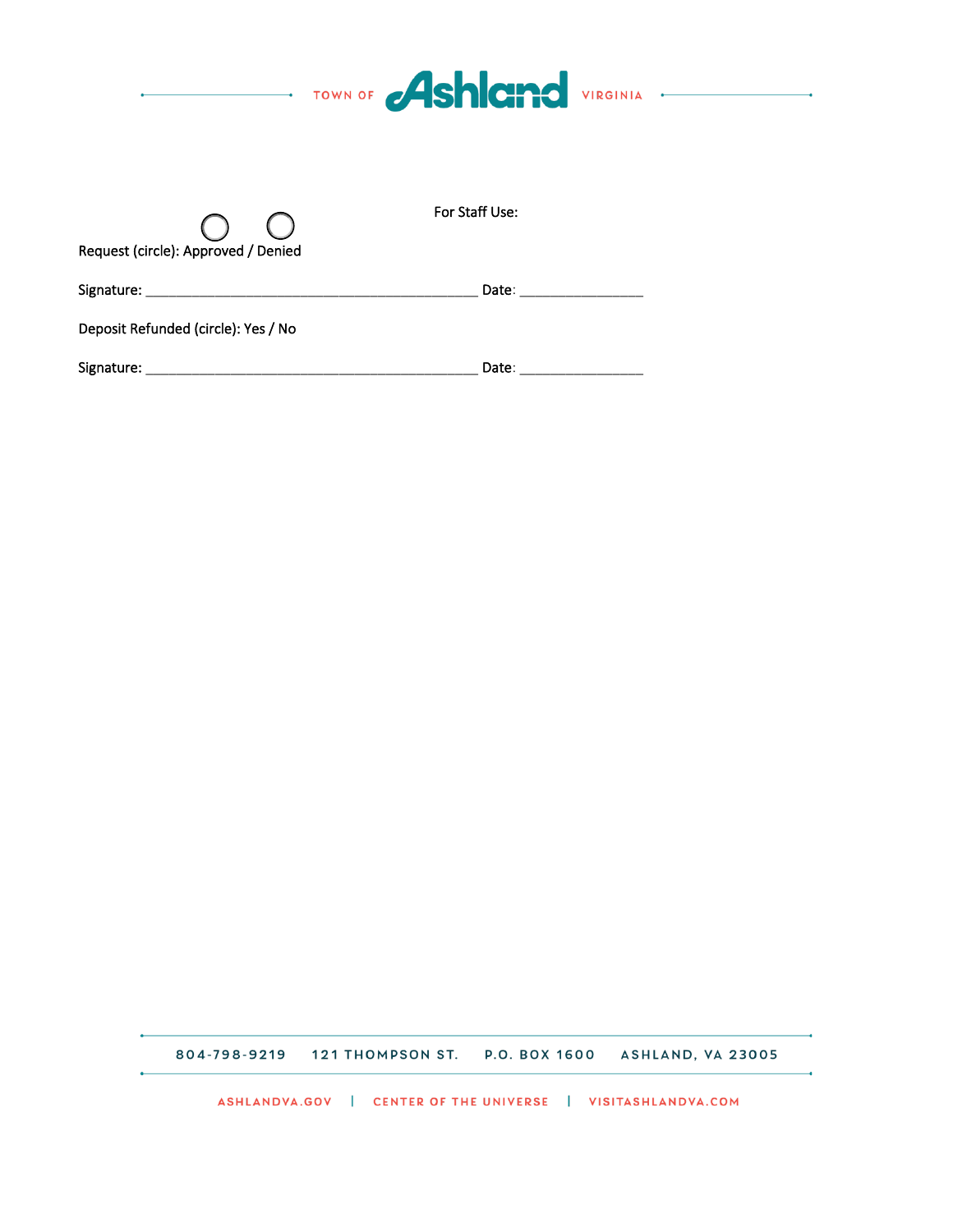For Staff Use:

Request (circle): Approved / Denied

Signature: _____________________________________________ Date: ________________

Deposit Refunded (circle): Yes / No

Signature: _____________________________________________ Date: ________________